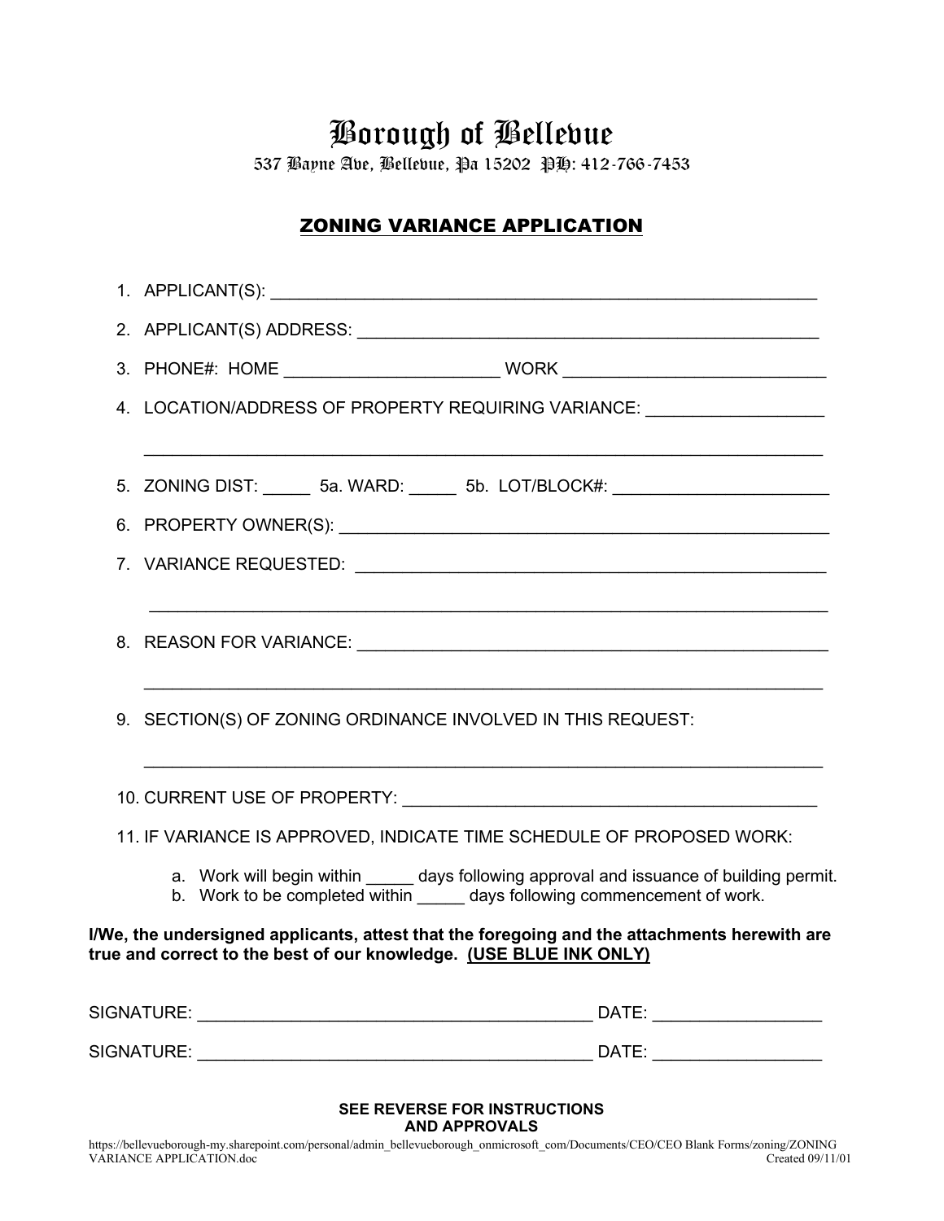# Borough of Bellevue

537 Bayne Ave, Bellevue, Pa 15202 PH: 412-766-7453

## ZONING VARIANCE APPLICATION

1. APPLICANT(S): ___________________________________________________________

2. APPLICANT(S) ADDRESS: ___________________________________________________

3. PHONE#: HOME ______________________ WORK ___________________________

4. LOCATION/ADDRESS OF PROPERTY REQUIRING VARIANCE: __________________

   ___________________________________________________________________________

5. ZONING DIST: _____ 5a. WARD: _____ 5b. LOT/BLOCK#: ______________________

6. PROPERTY OWNER(S): ______________________________________________________

7. VARIANCE REQUESTED: _____________________________________________________

   ___________________________________________________________________________

8. REASON FOR VARIANCE: ____________________________________________________

   ___________________________________________________________________________

9. SECTION(S) OF ZONING ORDINANCE INVOLVED IN THIS REQUEST:

   ___________________________________________________________________________

10. CURRENT USE OF PROPERTY: _______________________________________________

11. IF VARIANCE IS APPROVED, INDICATE TIME SCHEDULE OF PROPOSED WORK:

    a. Work will begin within _____ days following approval and issuance of building permit.
    b. Work to be completed within _____ days following commencement of work.

**I/We, the undersigned applicants, attest that the foregoing and the attachments herewith are true and correct to the best of our knowledge. (USE BLUE INK ONLY)**

SIGNATURE: ________________________________________ DATE: _________________

SIGNATURE: ________________________________________ DATE: _________________

**SEE REVERSE FOR INSTRUCTIONS AND APPROVALS**

https://bellevueborough-my.sharepoint.com/personal/admin_bellevueborough_onmicrosoft_com/Documents/CEO/CEO Blank Forms/zoning/ZONING VARIANCE APPLICATION.doc Created 09/11/01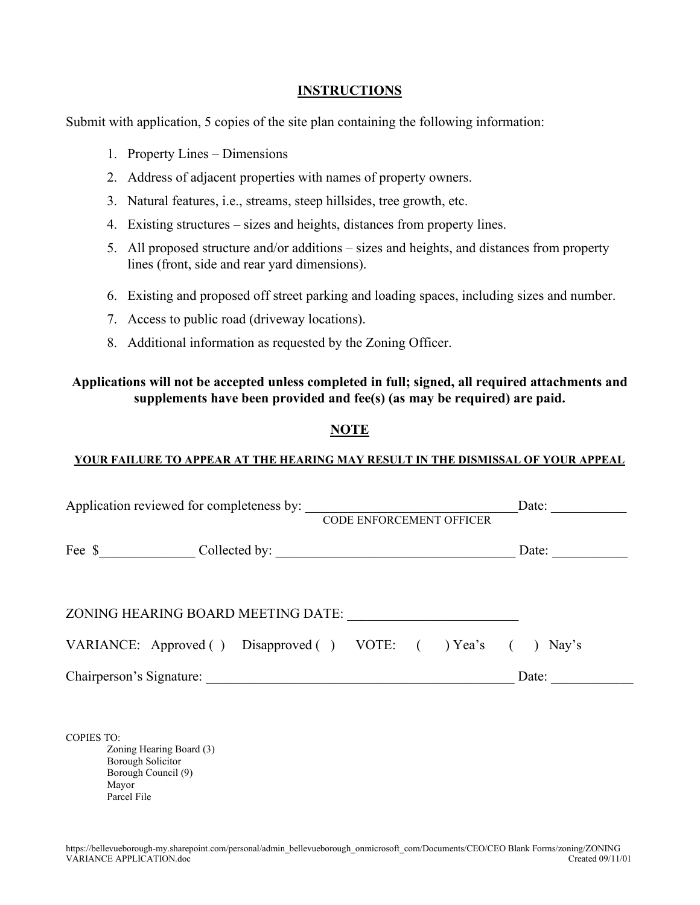## INSTRUCTIONS

Submit with application, 5 copies of the site plan containing the following information:

1. Property Lines – Dimensions
2. Address of adjacent properties with names of property owners.
3. Natural features, i.e., streams, steep hillsides, tree growth, etc.
4. Existing structures – sizes and heights, distances from property lines.
5. All proposed structure and/or additions – sizes and heights, and distances from property lines (front, side and rear yard dimensions).
6. Existing and proposed off street parking and loading spaces, including sizes and number.
7. Access to public road (driveway locations).
8. Additional information as requested by the Zoning Officer.

**Applications will not be accepted unless completed in full; signed, all required attachments and supplements have been provided and fee(s) (as may be required) are paid.**

## NOTE

**YOUR FAILURE TO APPEAR AT THE HEARING MAY RESULT IN THE DISMISSAL OF YOUR APPEAL**

Application reviewed for completeness by: ______________________________ Date: ___________
CODE ENFORCEMENT OFFICER

Fee $______________ Collected by: ___________________________________ Date: ___________

ZONING HEARING BOARD MEETING DATE: _________________________

VARIANCE: Approved ( ) Disapproved ( ) VOTE: ( ) Yea's ( ) Nay's

Chairperson's Signature: ______________________________________________ Date: ____________

COPIES TO:
- Zoning Hearing Board (3)
- Borough Solicitor
- Borough Council (9)
- Mayor
- Parcel File

https://bellevueborough-my.sharepoint.com/personal/admin_bellevueborough_onmicrosoft_com/Documents/CEO/CEO Blank Forms/zoning/ZONING VARIANCE APPLICATION.doc
Created 09/11/01